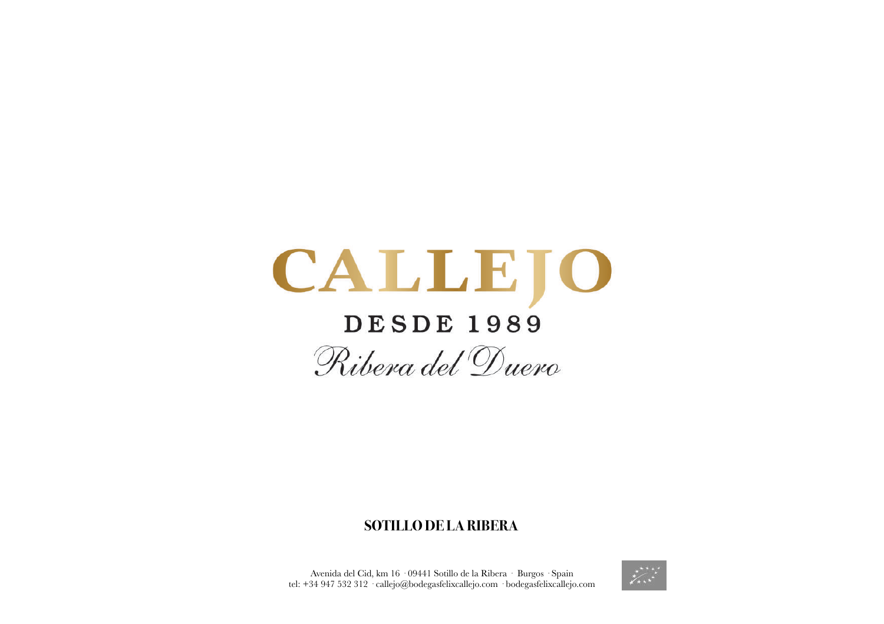# CALLEJO

## DESDE 1989

*Ribera del Duero*

**SOTILLO DE LA RIBERA**

Avenida del Cid, km 16 · 09441 Sotillo de la Ribera · Burgos · Spain
tel: +34 947 532 312 · callejo@bodegasfelixcallejo.com · bodegasfelixcallejo.com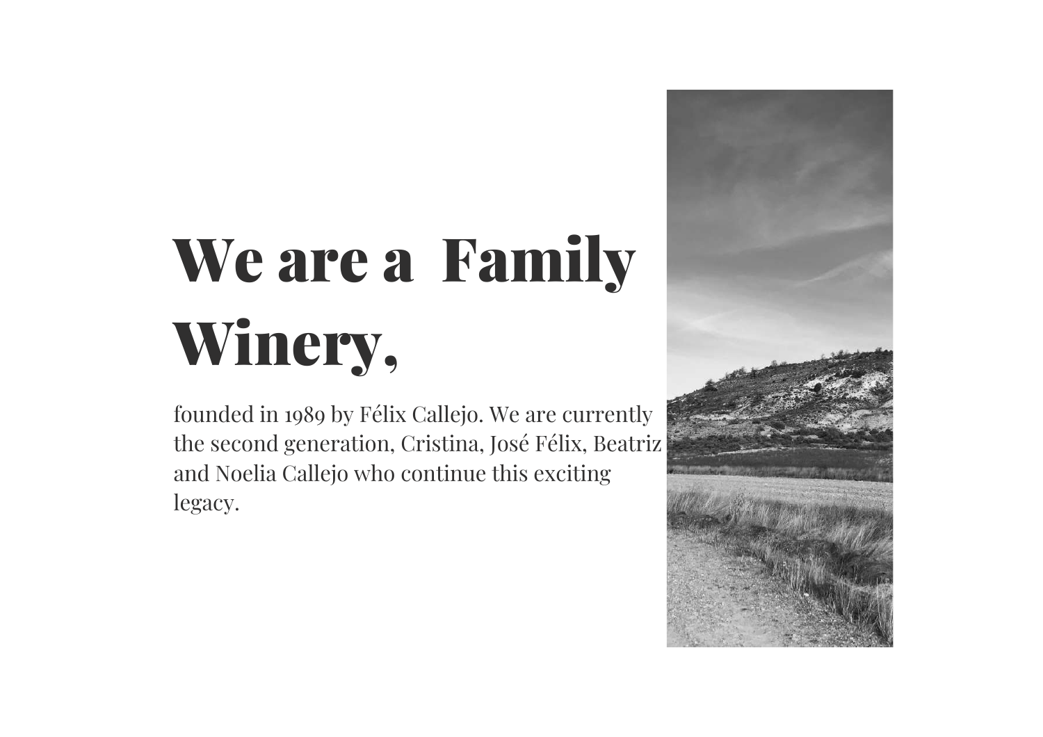# We are a Family Winery,

founded in 1989 by Félix Callejo. We are currently the second generation, Cristina, José Félix, Beatriz and Noelia Callejo who continue this exciting legacy.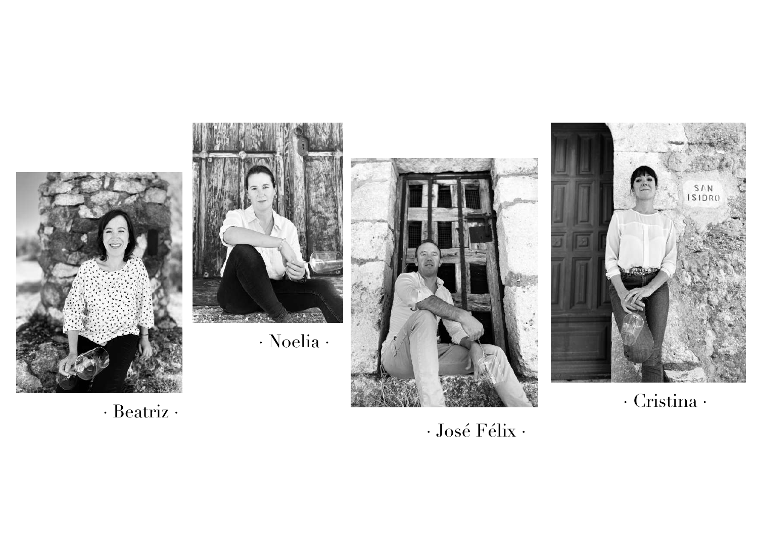· Beatriz ·

· Noelia ·

· José Félix ·

· Cristina ·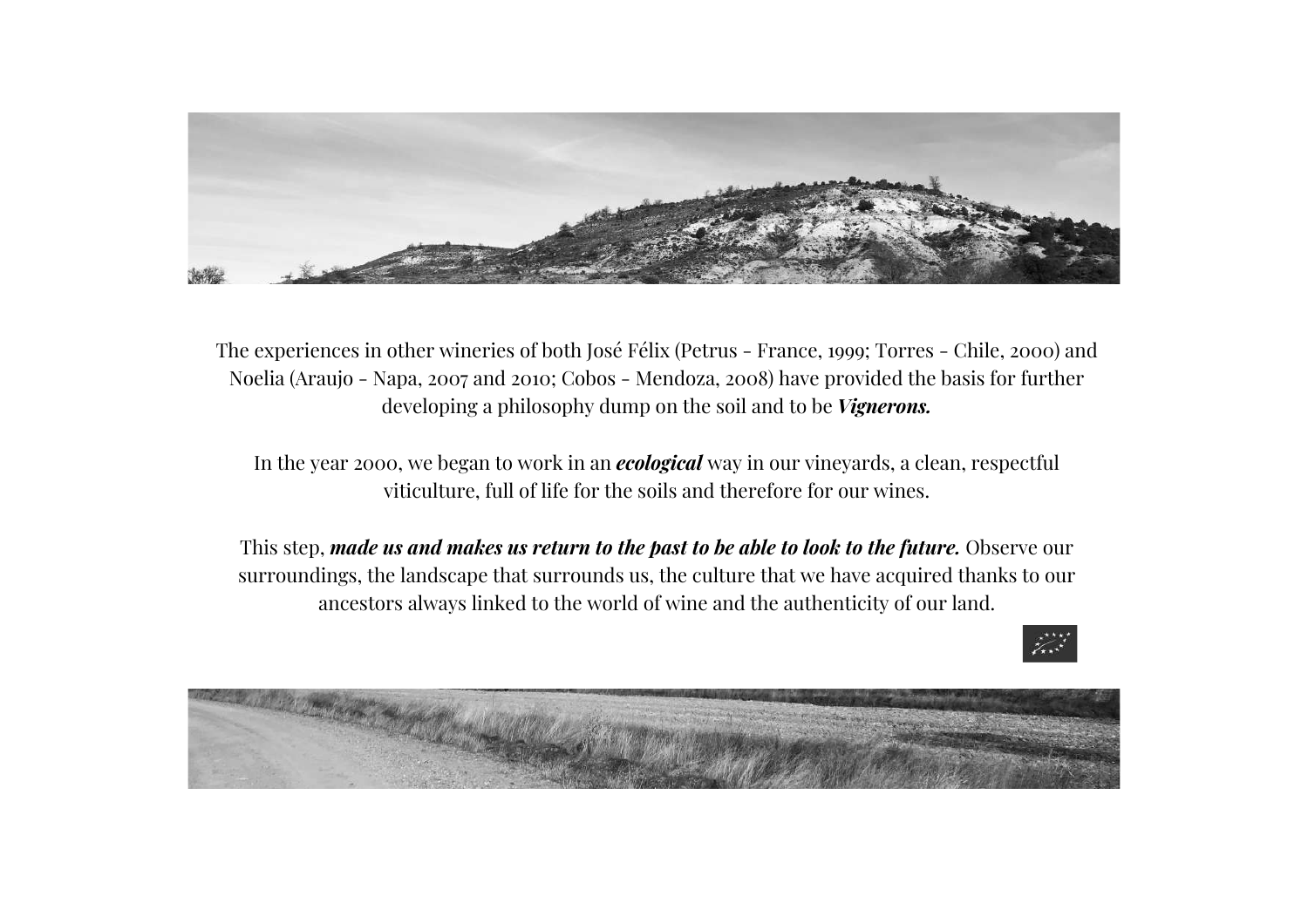The experiences in other wineries of both José Félix (Petrus - France, 1999; Torres - Chile, 2000) and Noelia (Araujo - Napa, 2007 and 2010; Cobos - Mendoza, 2008) have provided the basis for further developing a philosophy dump on the soil and to be ***Vignerons.***

In the year 2000, we began to work in an ***ecological*** way in our vineyards, a clean, respectful viticulture, full of life for the soils and therefore for our wines.

This step, ***made us and makes us return to the past to be able to look to the future.*** Observe our surroundings, the landscape that surrounds us, the culture that we have acquired thanks to our ancestors always linked to the world of wine and the authenticity of our land.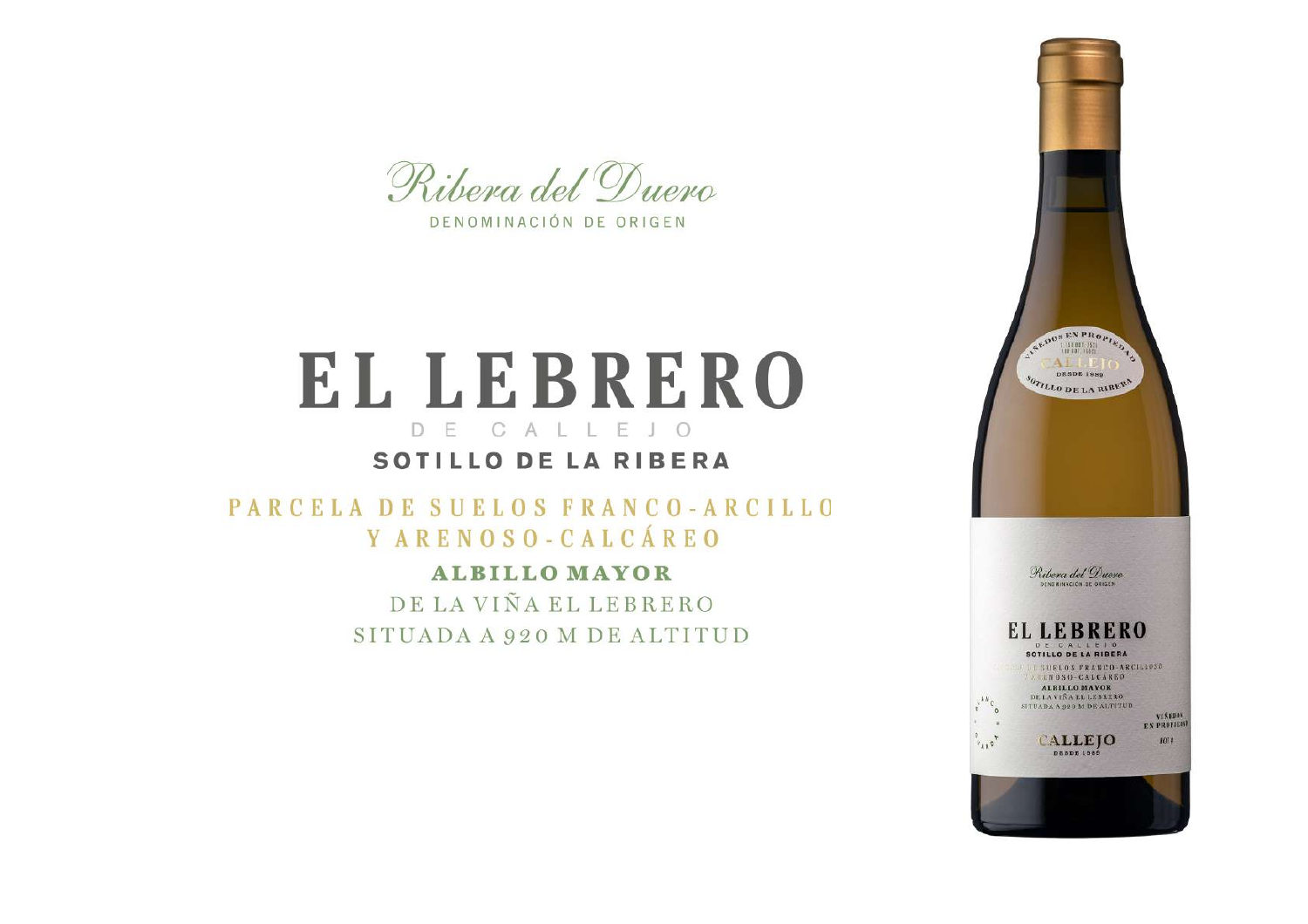Ribera del Duero

DENOMINACIÓN DE ORIGEN

# EL LEBRERO

DE CALLEJO

**SOTILLO DE LA RIBERA**

PARCELA DE SUELOS FRANCO-ARCILLO Y ARENOSO-CALCÁREO

**ALBILLO MAYOR**

DE LA VIÑA EL LEBRERO

SITUADA A 920 M DE ALTITUD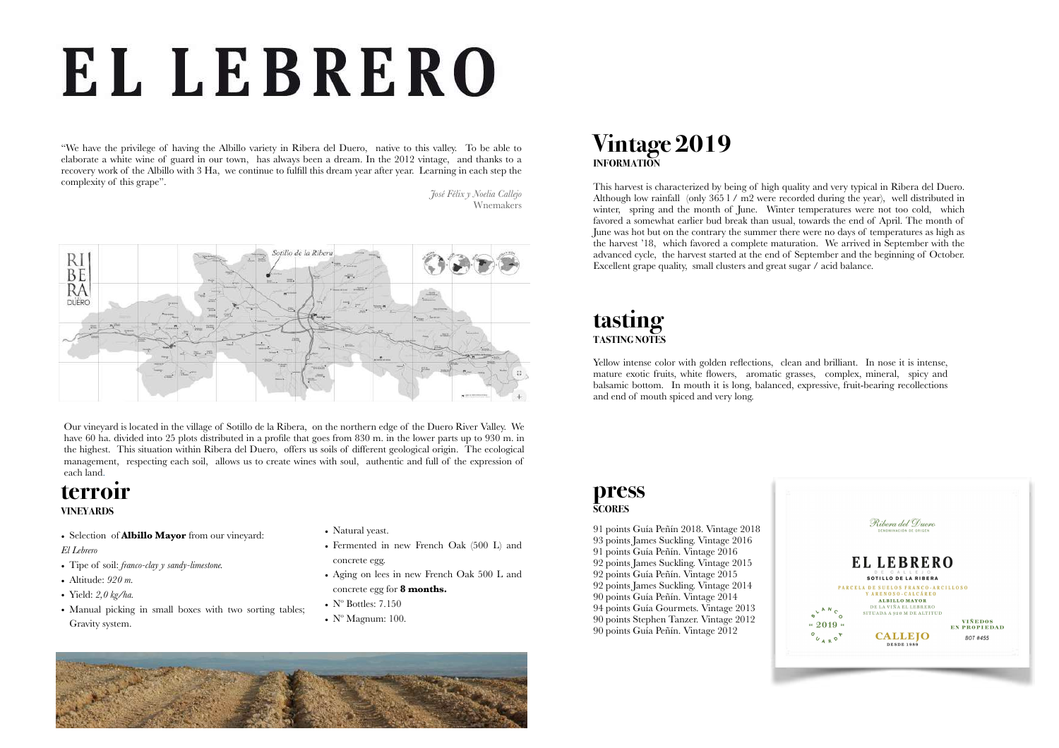# EL LEBRERO

"We have the privilege of having the Albillo variety in Ribera del Duero, native to this valley. To be able to elaborate a white wine of guard in our town, has always been a dream. In the 2012 vintage, and thanks to a recovery work of the Albillo with 3 Ha, we continue to fulfill this dream year after year. Learning in each step the complexity of this grape".

*José Félix y Noelia Callejo*
Wnemakers

Our vineyard is located in the village of Sotillo de la Ribera, on the northern edge of the Duero River Valley. We have 60 ha. divided into 25 plots distributed in a profile that goes from 830 m. in the lower parts up to 930 m. in the highest. This situation within Ribera del Duero, offers us soils of different geological origin. The ecological management, respecting each soil, allows us to create wines with soul, authentic and full of the expression of each land.

## terroir

### VINEYARDS

- Selection of **Albillo Mayor** from our vineyard:

  *El Lebrero*
- Tipe of soil: *franco-clay y sandy-limestone.*
- Altitude: *920 m.*
- Yield: *2,0 kg/ha.*
- Manual picking in small boxes with two sorting tables; Gravity system.
- Natural yeast.
- Fermented in new French Oak (500 L) and concrete egg.
- Aging on lees in new French Oak 500 L and concrete egg for **8 months.**
- Nº Bottles: 7.150
- Nº Magnum: 100.

## Vintage 2019

### INFORMATION

This harvest is characterized by being of high quality and very typical in Ribera del Duero. Although low rainfall (only 365 l / m2 were recorded during the year), well distributed in winter, spring and the month of June. Winter temperatures were not too cold, which favored a somewhat earlier bud break than usual, towards the end of April. The month of June was hot but on the contrary the summer there were no days of temperatures as high as the harvest '18, which favored a complete maturation. We arrived in September with the advanced cycle, the harvest started at the end of September and the beginning of October. Excellent grape quality, small clusters and great sugar / acid balance.

## tasting

### TASTING NOTES

Yellow intense color with golden reflections, clean and brilliant. In nose it is intense, mature exotic fruits, white flowers, aromatic grasses, complex, mineral, spicy and balsamic bottom. In mouth it is long, balanced, expressive, fruit-bearing recollections and end of mouth spiced and very long.

## press

### SCORES

91 points Guía Peñín 2018. Vintage 2018
93 points James Suckling. Vintage 2016
91 points Guía Peñín. Vintage 2016
92 points James Suckling. Vintage 2015
92 points Guía Peñín. Vintage 2015
92 points James Suckling. Vintage 2014
90 points Guía Peñín. Vintage 2014
94 points Guía Gourmets. Vintage 2013
90 points Stephen Tanzer. Vintage 2012
90 points Guía Peñín. Vintage 2012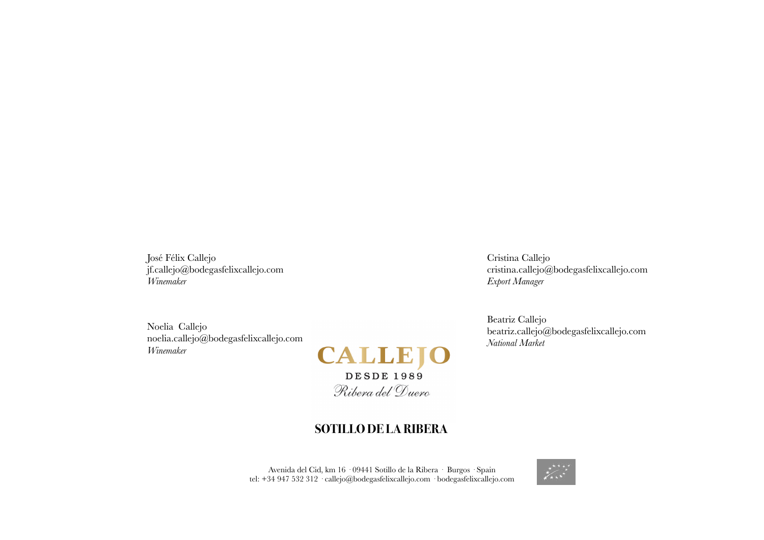José Félix Callejo
jf.callejo@bodegasfelixcallejo.com
*Winemaker*

Noelia Callejo
noelia.callejo@bodegasfelixcallejo.com
*Winemaker*

Cristina Callejo
cristina.callejo@bodegasfelixcallejo.com
*Export Manager*

Beatriz Callejo
beatriz.callejo@bodegasfelixcallejo.com
*National Market*

CALLEJO
DESDE 1989
*Ribera del Duero*

**SOTILLO DE LA RIBERA**

Avenida del Cid, km 16 · 09441 Sotillo de la Ribera · Burgos · Spain
tel: +34 947 532 312 · callejo@bodegasfelixcallejo.com · bodegasfelixcallejo.com